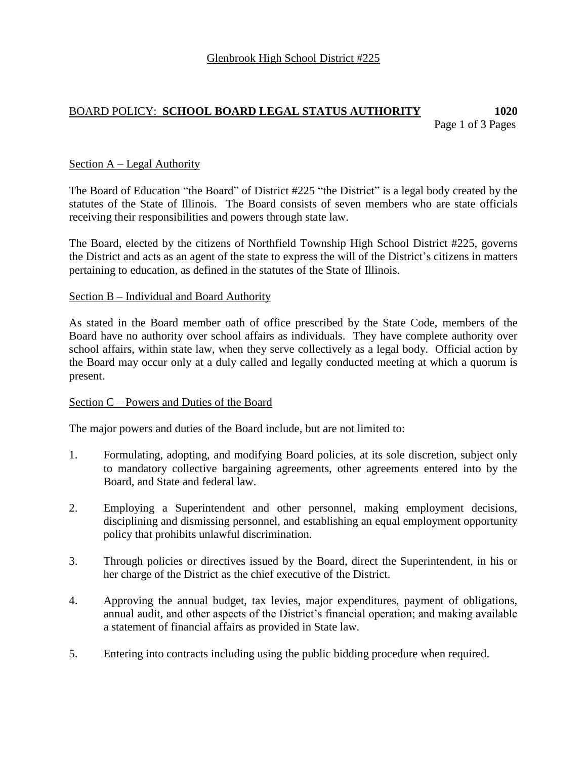Glenbrook High School District #225

# BOARD POLICY: **SCHOOL BOARD LEGAL STATUS AUTHORITY** 1020

## Section A – Legal Authority

The Board of Education "the Board" of District #225 "the District" is a legal body created by the statutes of the State of Illinois. The Board consists of seven members who are state officials receiving their responsibilities and powers through state law.

The Board, elected by the citizens of Northfield Township High School District #225, governs the District and acts as an agent of the state to express the will of the District's citizens in matters pertaining to education, as defined in the statutes of the State of Illinois.

## Section B – Individual and Board Authority

As stated in the Board member oath of office prescribed by the State Code, members of the Board have no authority over school affairs as individuals. They have complete authority over school affairs, within state law, when they serve collectively as a legal body. Official action by the Board may occur only at a duly called and legally conducted meeting at which a quorum is present.

## Section C – Powers and Duties of the Board

The major powers and duties of the Board include, but are not limited to:

1. Formulating, adopting, and modifying Board policies, at its sole discretion, subject only to mandatory collective bargaining agreements, other agreements entered into by the Board, and State and federal law.

2. Employing a Superintendent and other personnel, making employment decisions, disciplining and dismissing personnel, and establishing an equal employment opportunity policy that prohibits unlawful discrimination.

3. Through policies or directives issued by the Board, direct the Superintendent, in his or her charge of the District as the chief executive of the District.

4. Approving the annual budget, tax levies, major expenditures, payment of obligations, annual audit, and other aspects of the District's financial operation; and making available a statement of financial affairs as provided in State law.

5. Entering into contracts including using the public bidding procedure when required.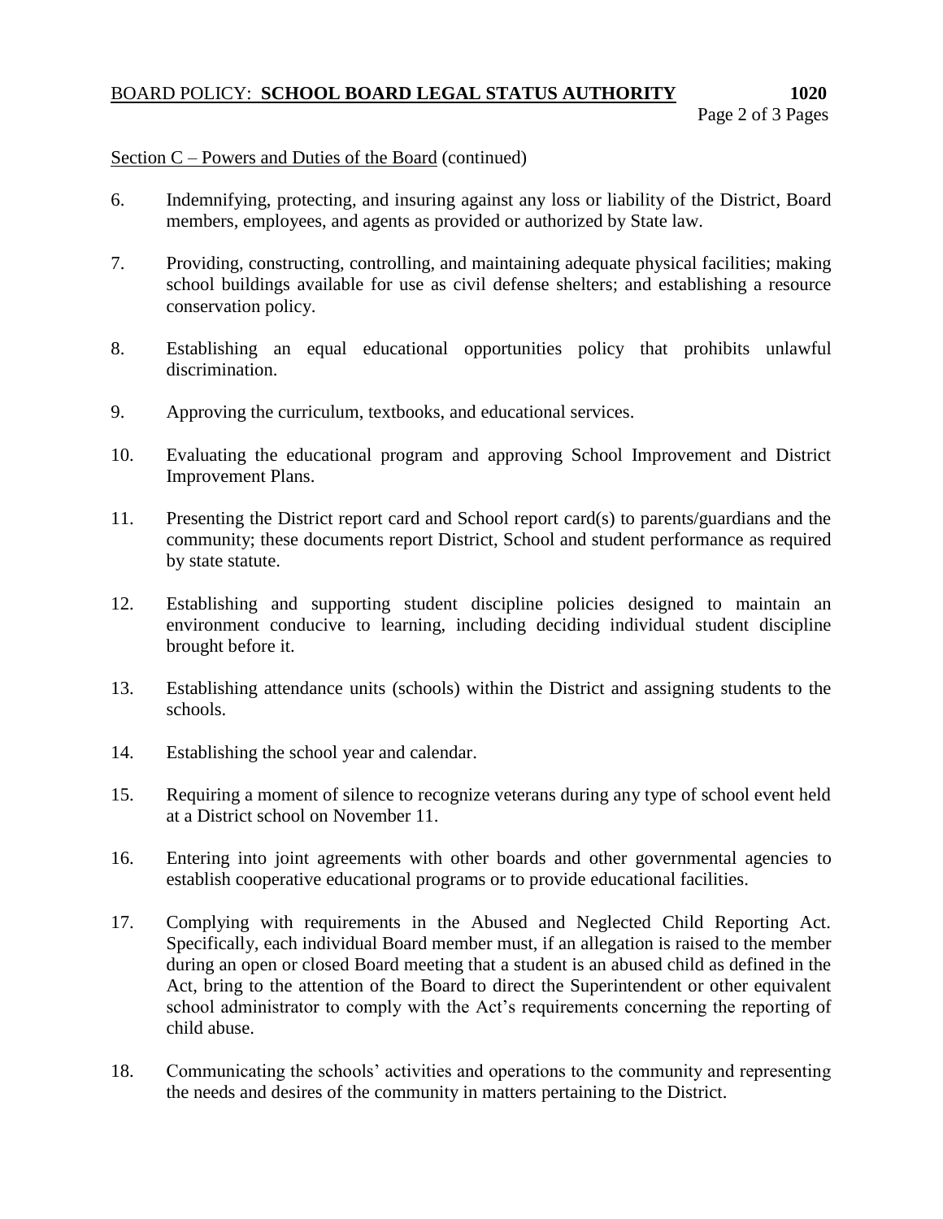Section C – Powers and Duties of the Board (continued)

6. Indemnifying, protecting, and insuring against any loss or liability of the District, Board members, employees, and agents as provided or authorized by State law.

7. Providing, constructing, controlling, and maintaining adequate physical facilities; making school buildings available for use as civil defense shelters; and establishing a resource conservation policy.

8. Establishing an equal educational opportunities policy that prohibits unlawful discrimination.

9. Approving the curriculum, textbooks, and educational services.

10. Evaluating the educational program and approving School Improvement and District Improvement Plans.

11. Presenting the District report card and School report card(s) to parents/guardians and the community; these documents report District, School and student performance as required by state statute.

12. Establishing and supporting student discipline policies designed to maintain an environment conducive to learning, including deciding individual student discipline brought before it.

13. Establishing attendance units (schools) within the District and assigning students to the schools.

14. Establishing the school year and calendar.

15. Requiring a moment of silence to recognize veterans during any type of school event held at a District school on November 11.

16. Entering into joint agreements with other boards and other governmental agencies to establish cooperative educational programs or to provide educational facilities.

17. Complying with requirements in the Abused and Neglected Child Reporting Act. Specifically, each individual Board member must, if an allegation is raised to the member during an open or closed Board meeting that a student is an abused child as defined in the Act, bring to the attention of the Board to direct the Superintendent or other equivalent school administrator to comply with the Act's requirements concerning the reporting of child abuse.

18. Communicating the schools' activities and operations to the community and representing the needs and desires of the community in matters pertaining to the District.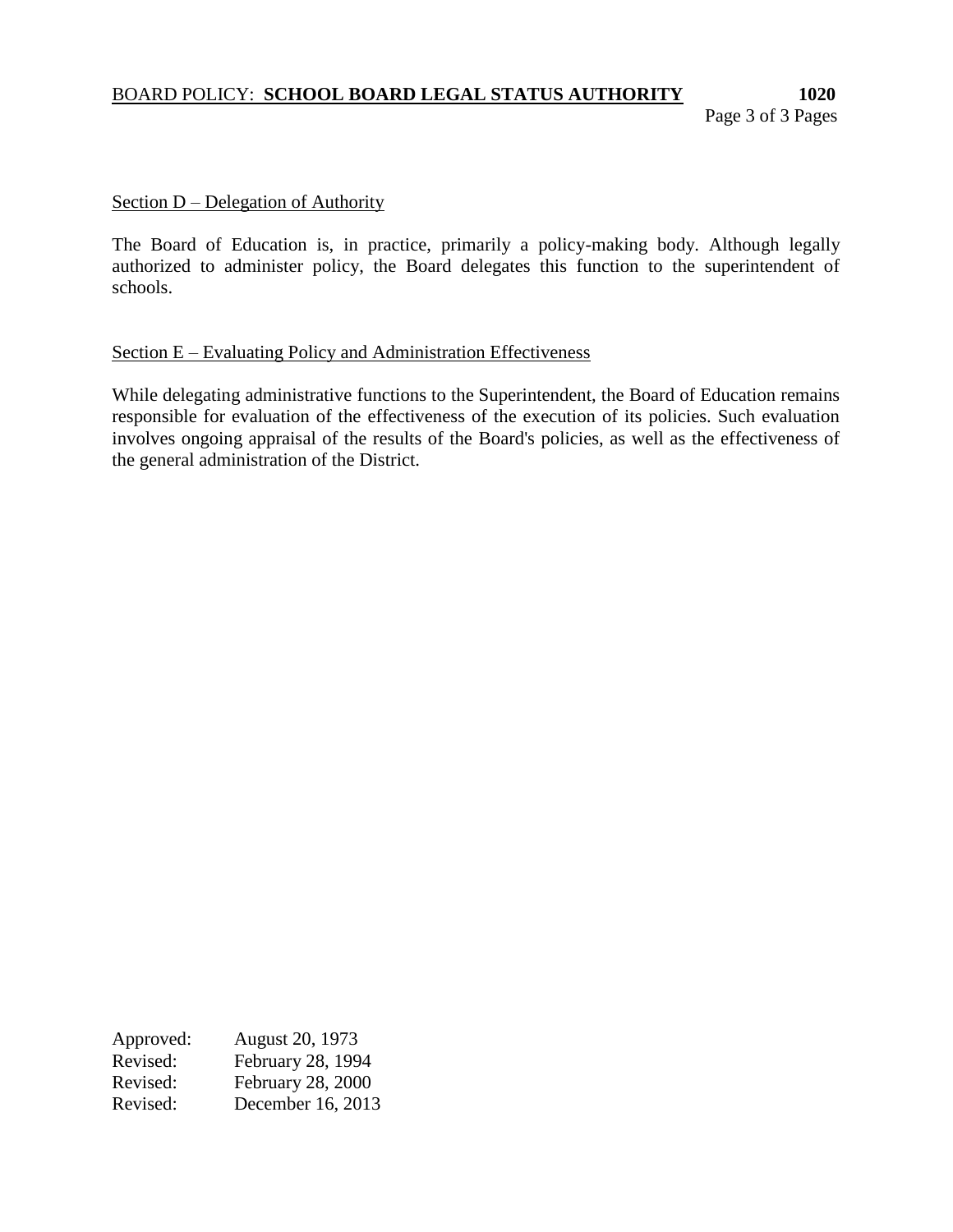## Section D – Delegation of Authority

The Board of Education is, in practice, primarily a policy-making body. Although legally authorized to administer policy, the Board delegates this function to the superintendent of schools.

## Section E – Evaluating Policy and Administration Effectiveness

While delegating administrative functions to the Superintendent, the Board of Education remains responsible for evaluation of the effectiveness of the execution of its policies. Such evaluation involves ongoing appraisal of the results of the Board's policies, as well as the effectiveness of the general administration of the District.

| | |
|---|---|
| Approved: | August 20, 1973 |
| Revised: | February 28, 1994 |
| Revised: | February 28, 2000 |
| Revised: | December 16, 2013 |